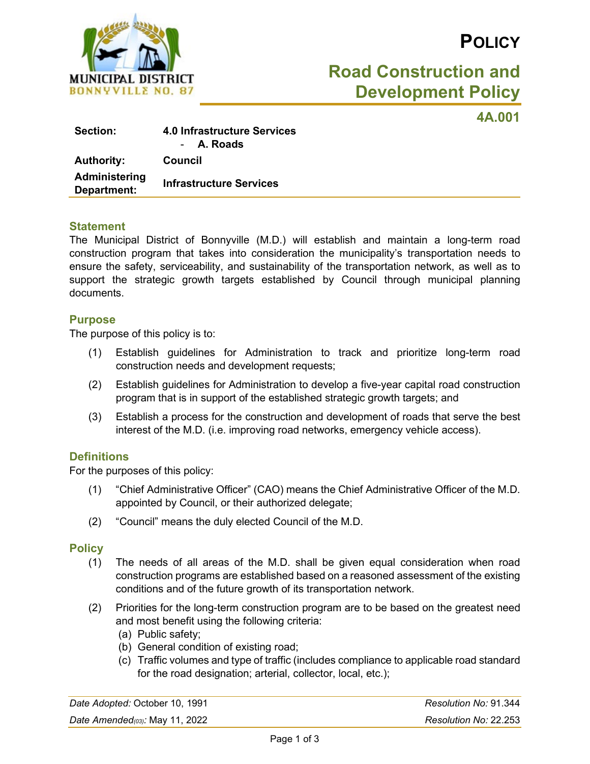# Policy

## Road Construction and Development Policy

**4A.001**

| | |
|---|---|
| **Section:** | **4.0 Infrastructure Services** <br> - **A. Roads** |
| **Authority:** | **Council** |
| **Administering Department:** | **Infrastructure Services** |

## Statement

The Municipal District of Bonnyville (M.D.) will establish and maintain a long-term road construction program that takes into consideration the municipality's transportation needs to ensure the safety, serviceability, and sustainability of the transportation network, as well as to support the strategic growth targets established by Council through municipal planning documents.

## Purpose

The purpose of this policy is to:

(1) Establish guidelines for Administration to track and prioritize long-term road construction needs and development requests;

(2) Establish guidelines for Administration to develop a five-year capital road construction program that is in support of the established strategic growth targets; and

(3) Establish a process for the construction and development of roads that serve the best interest of the M.D. (i.e. improving road networks, emergency vehicle access).

## Definitions

For the purposes of this policy:

(1) "Chief Administrative Officer" (CAO) means the Chief Administrative Officer of the M.D. appointed by Council, or their authorized delegate;

(2) "Council" means the duly elected Council of the M.D.

## Policy

(1) The needs of all areas of the M.D. shall be given equal consideration when road construction programs are established based on a reasoned assessment of the existing conditions and of the future growth of its transportation network.

(2) Priorities for the long-term construction program are to be based on the greatest need and most benefit using the following criteria:
   (a) Public safety;
   (b) General condition of existing road;
   (c) Traffic volumes and type of traffic (includes compliance to applicable road standard for the road designation; arterial, collector, local, etc.);

| | |
|---|---|
| *Date Adopted:* October 10, 1991 | *Resolution No:* 91.344 |
| *Date Amended(03):* May 11, 2022 | *Resolution No:* 22.253 |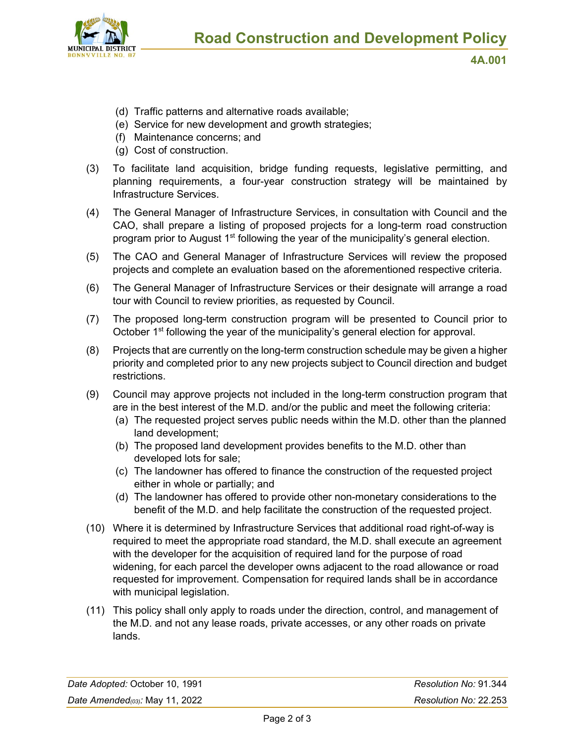(d) Traffic patterns and alternative roads available;
(e) Service for new development and growth strategies;
(f) Maintenance concerns; and
(g) Cost of construction.

(3) To facilitate land acquisition, bridge funding requests, legislative permitting, and planning requirements, a four-year construction strategy will be maintained by Infrastructure Services.

(4) The General Manager of Infrastructure Services, in consultation with Council and the CAO, shall prepare a listing of proposed projects for a long-term road construction program prior to August 1st following the year of the municipality's general election.

(5) The CAO and General Manager of Infrastructure Services will review the proposed projects and complete an evaluation based on the aforementioned respective criteria.

(6) The General Manager of Infrastructure Services or their designate will arrange a road tour with Council to review priorities, as requested by Council.

(7) The proposed long-term construction program will be presented to Council prior to October 1st following the year of the municipality's general election for approval.

(8) Projects that are currently on the long-term construction schedule may be given a higher priority and completed prior to any new projects subject to Council direction and budget restrictions.

(9) Council may approve projects not included in the long-term construction program that are in the best interest of the M.D. and/or the public and meet the following criteria:
   (a) The requested project serves public needs within the M.D. other than the planned land development;
   (b) The proposed land development provides benefits to the M.D. other than developed lots for sale;
   (c) The landowner has offered to finance the construction of the requested project either in whole or partially; and
   (d) The landowner has offered to provide other non-monetary considerations to the benefit of the M.D. and help facilitate the construction of the requested project.

(10) Where it is determined by Infrastructure Services that additional road right-of-way is required to meet the appropriate road standard, the M.D. shall execute an agreement with the developer for the acquisition of required land for the purpose of road widening, for each parcel the developer owns adjacent to the road allowance or road requested for improvement. Compensation for required lands shall be in accordance with municipal legislation.

(11) This policy shall only apply to roads under the direction, control, and management of the M.D. and not any lease roads, private accesses, or any other roads on private lands.

| *Date Adopted:* October 10, 1991 | *Resolution No:* 91.344 |
|---|---|
| *Date Amended(03):* May 11, 2022 | *Resolution No:* 22.253 |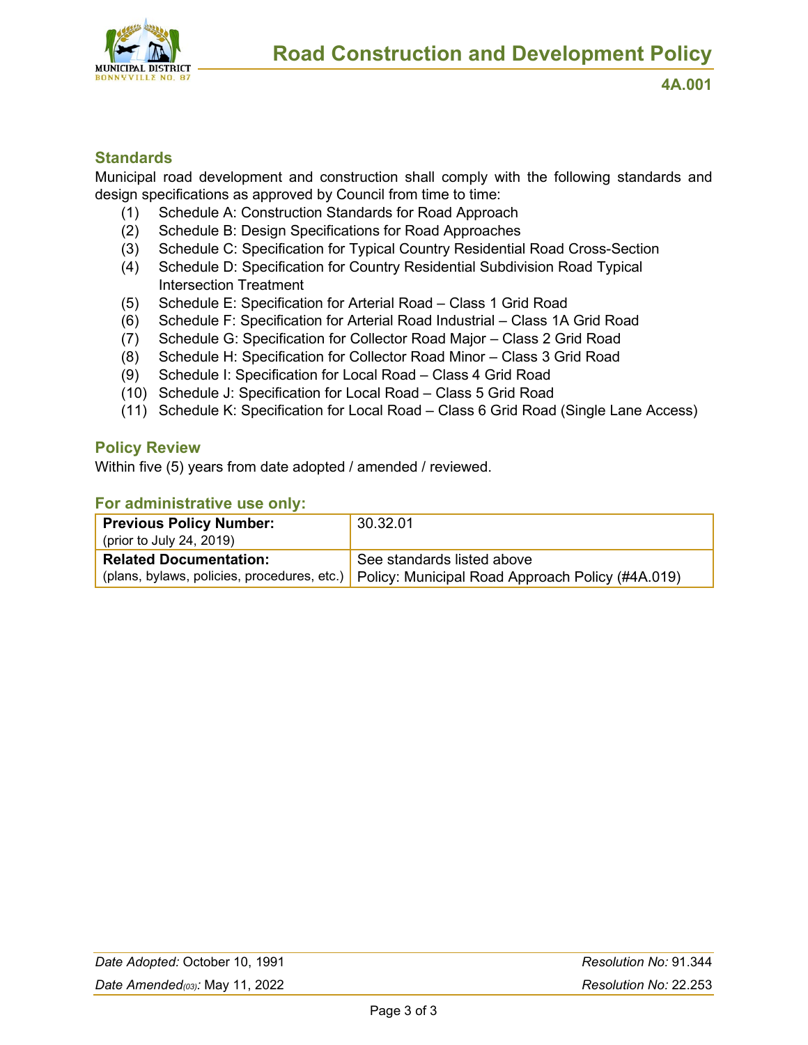## Standards

Municipal road development and construction shall comply with the following standards and design specifications as approved by Council from time to time:

(1) Schedule A: Construction Standards for Road Approach
(2) Schedule B: Design Specifications for Road Approaches
(3) Schedule C: Specification for Typical Country Residential Road Cross-Section
(4) Schedule D: Specification for Country Residential Subdivision Road Typical Intersection Treatment
(5) Schedule E: Specification for Arterial Road – Class 1 Grid Road
(6) Schedule F: Specification for Arterial Road Industrial – Class 1A Grid Road
(7) Schedule G: Specification for Collector Road Major – Class 2 Grid Road
(8) Schedule H: Specification for Collector Road Minor – Class 3 Grid Road
(9) Schedule I: Specification for Local Road – Class 4 Grid Road
(10) Schedule J: Specification for Local Road – Class 5 Grid Road
(11) Schedule K: Specification for Local Road – Class 6 Grid Road (Single Lane Access)

## Policy Review

Within five (5) years from date adopted / amended / reviewed.

## For administrative use only:

| | |
|---|---|
| **Previous Policy Number:** (prior to July 24, 2019) | 30.32.01 |
| **Related Documentation:** (plans, bylaws, policies, procedures, etc.) | See standards listed above<br>Policy: Municipal Road Approach Policy (#4A.019) |

*Date Adopted:* October 10, 1991 — *Resolution No:* 91.344

*Date Amended(03):* May 11, 2022 — *Resolution No:* 22.253